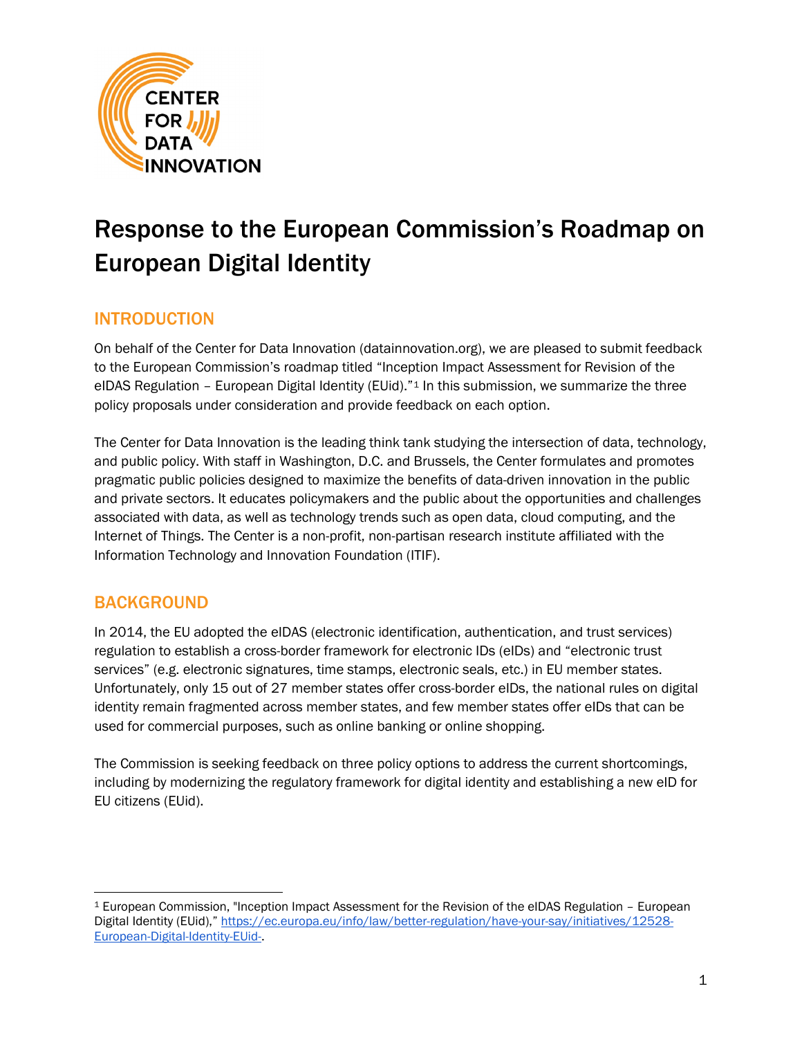# Response to the European Commission's Roadmap on European Digital Identity

## INTRODUCTION

On behalf of the Center for Data Innovation (datainnovation.org), we are pleased to submit feedback to the European Commission's roadmap titled "Inception Impact Assessment for Revision of the eIDAS Regulation – European Digital Identity (EUid)."[1] In this submission, we summarize the three policy proposals under consideration and provide feedback on each option.

The Center for Data Innovation is the leading think tank studying the intersection of data, technology, and public policy. With staff in Washington, D.C. and Brussels, the Center formulates and promotes pragmatic public policies designed to maximize the benefits of data-driven innovation in the public and private sectors. It educates policymakers and the public about the opportunities and challenges associated with data, as well as technology trends such as open data, cloud computing, and the Internet of Things. The Center is a non-profit, non-partisan research institute affiliated with the Information Technology and Innovation Foundation (ITIF).

## BACKGROUND

In 2014, the EU adopted the eIDAS (electronic identification, authentication, and trust services) regulation to establish a cross-border framework for electronic IDs (eIDs) and "electronic trust services" (e.g. electronic signatures, time stamps, electronic seals, etc.) in EU member states. Unfortunately, only 15 out of 27 member states offer cross-border eIDs, the national rules on digital identity remain fragmented across member states, and few member states offer eIDs that can be used for commercial purposes, such as online banking or online shopping.

The Commission is seeking feedback on three policy options to address the current shortcomings, including by modernizing the regulatory framework for digital identity and establishing a new eID for EU citizens (EUid).

---

[1] European Commission, "Inception Impact Assessment for the Revision of the eIDAS Regulation – European Digital Identity (EUid)," https://ec.europa.eu/info/law/better-regulation/have-your-say/initiatives/12528-European-Digital-Identity-EUid-.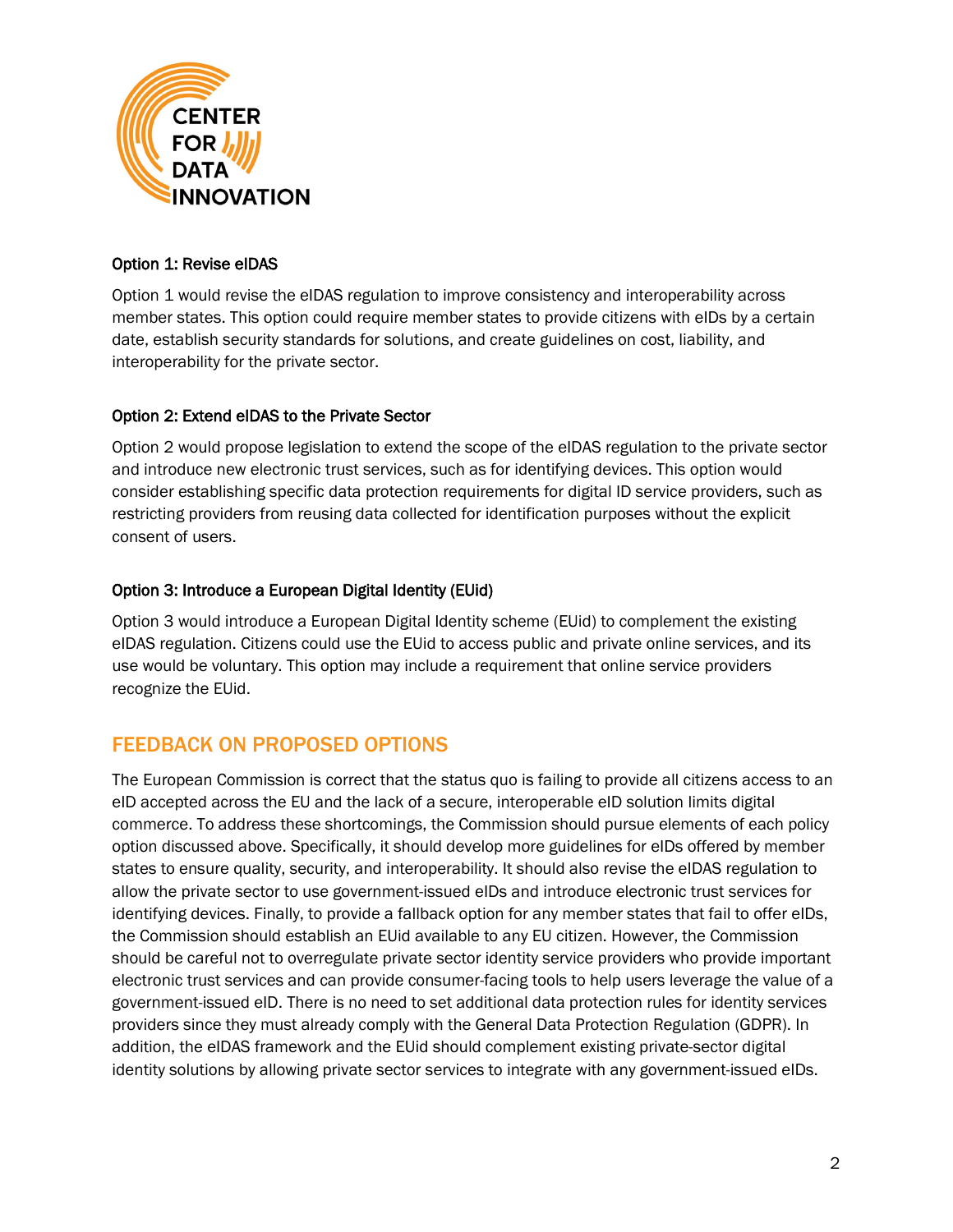#### Option 1: Revise eIDAS

Option 1 would revise the eIDAS regulation to improve consistency and interoperability across member states. This option could require member states to provide citizens with eIDs by a certain date, establish security standards for solutions, and create guidelines on cost, liability, and interoperability for the private sector.

#### Option 2: Extend eIDAS to the Private Sector

Option 2 would propose legislation to extend the scope of the eIDAS regulation to the private sector and introduce new electronic trust services, such as for identifying devices. This option would consider establishing specific data protection requirements for digital ID service providers, such as restricting providers from reusing data collected for identification purposes without the explicit consent of users.

#### Option 3: Introduce a European Digital Identity (EUid)

Option 3 would introduce a European Digital Identity scheme (EUid) to complement the existing eIDAS regulation. Citizens could use the EUid to access public and private online services, and its use would be voluntary. This option may include a requirement that online service providers recognize the EUid.

## FEEDBACK ON PROPOSED OPTIONS

The European Commission is correct that the status quo is failing to provide all citizens access to an eID accepted across the EU and the lack of a secure, interoperable eID solution limits digital commerce. To address these shortcomings, the Commission should pursue elements of each policy option discussed above. Specifically, it should develop more guidelines for eIDs offered by member states to ensure quality, security, and interoperability. It should also revise the eIDAS regulation to allow the private sector to use government-issued eIDs and introduce electronic trust services for identifying devices. Finally, to provide a fallback option for any member states that fail to offer eIDs, the Commission should establish an EUid available to any EU citizen. However, the Commission should be careful not to overregulate private sector identity service providers who provide important electronic trust services and can provide consumer-facing tools to help users leverage the value of a government-issued eID. There is no need to set additional data protection rules for identity services providers since they must already comply with the General Data Protection Regulation (GDPR). In addition, the eIDAS framework and the EUid should complement existing private-sector digital identity solutions by allowing private sector services to integrate with any government-issued eIDs.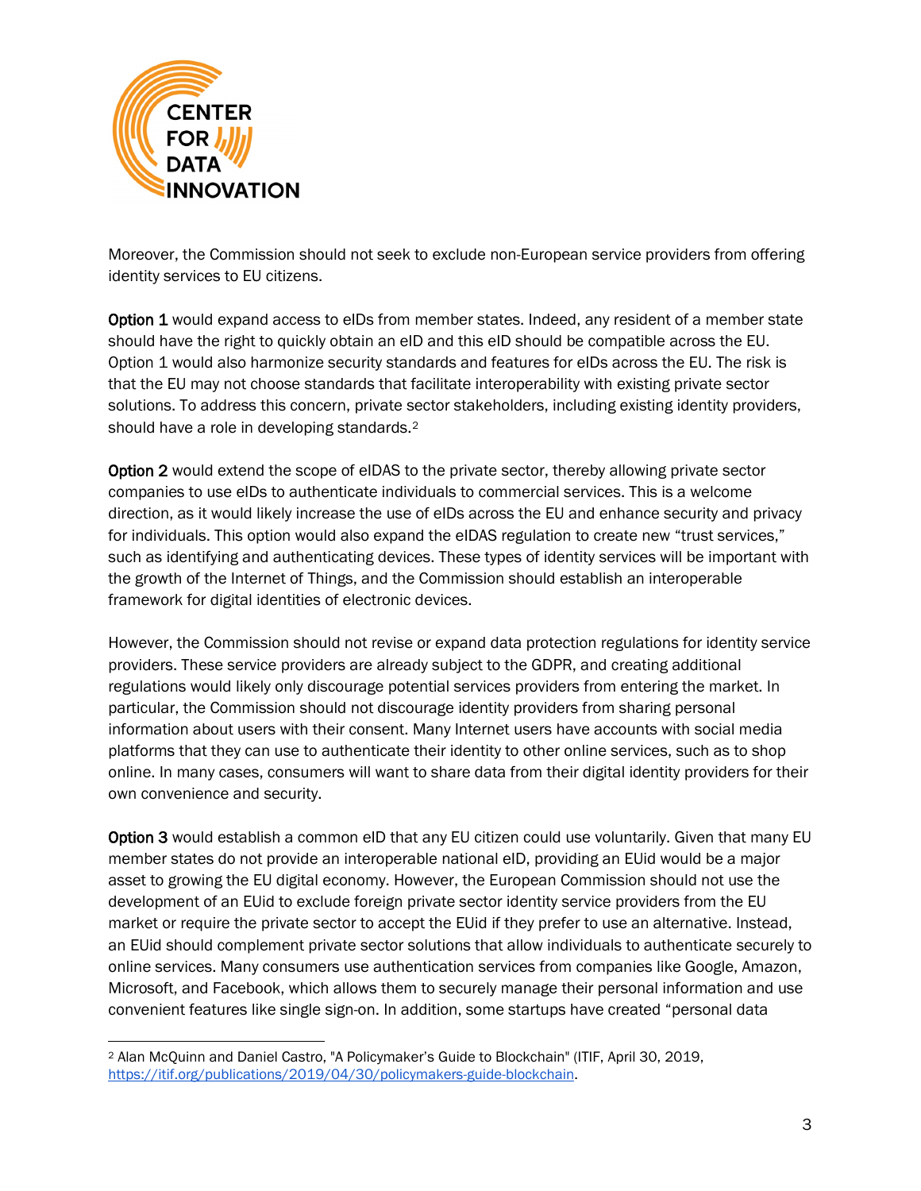Moreover, the Commission should not seek to exclude non-European service providers from offering identity services to EU citizens.

**Option 1** would expand access to eIDs from member states. Indeed, any resident of a member state should have the right to quickly obtain an eID and this eID should be compatible across the EU. Option 1 would also harmonize security standards and features for eIDs across the EU. The risk is that the EU may not choose standards that facilitate interoperability with existing private sector solutions. To address this concern, private sector stakeholders, including existing identity providers, should have a role in developing standards.[2]

**Option 2** would extend the scope of eIDAS to the private sector, thereby allowing private sector companies to use eIDs to authenticate individuals to commercial services. This is a welcome direction, as it would likely increase the use of eIDs across the EU and enhance security and privacy for individuals. This option would also expand the eIDAS regulation to create new "trust services," such as identifying and authenticating devices. These types of identity services will be important with the growth of the Internet of Things, and the Commission should establish an interoperable framework for digital identities of electronic devices.

However, the Commission should not revise or expand data protection regulations for identity service providers. These service providers are already subject to the GDPR, and creating additional regulations would likely only discourage potential services providers from entering the market. In particular, the Commission should not discourage identity providers from sharing personal information about users with their consent. Many Internet users have accounts with social media platforms that they can use to authenticate their identity to other online services, such as to shop online. In many cases, consumers will want to share data from their digital identity providers for their own convenience and security.

**Option 3** would establish a common eID that any EU citizen could use voluntarily. Given that many EU member states do not provide an interoperable national eID, providing an EUid would be a major asset to growing the EU digital economy. However, the European Commission should not use the development of an EUid to exclude foreign private sector identity service providers from the EU market or require the private sector to accept the EUid if they prefer to use an alternative. Instead, an EUid should complement private sector solutions that allow individuals to authenticate securely to online services. Many consumers use authentication services from companies like Google, Amazon, Microsoft, and Facebook, which allows them to securely manage their personal information and use convenient features like single sign-on. In addition, some startups have created "personal data

[2] Alan McQuinn and Daniel Castro, "A Policymaker's Guide to Blockchain" (ITIF, April 30, 2019, https://itif.org/publications/2019/04/30/policymakers-guide-blockchain.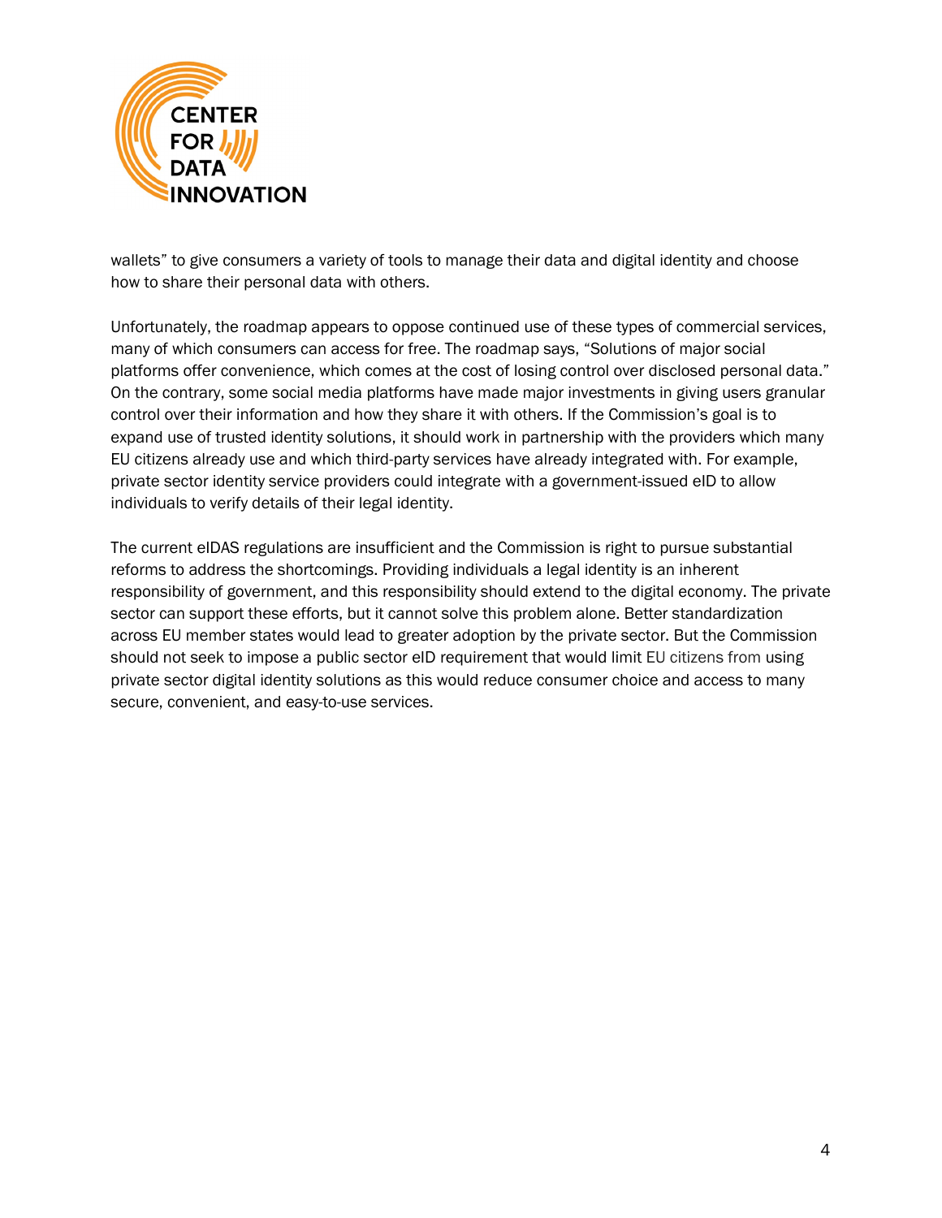wallets" to give consumers a variety of tools to manage their data and digital identity and choose how to share their personal data with others.

Unfortunately, the roadmap appears to oppose continued use of these types of commercial services, many of which consumers can access for free. The roadmap says, "Solutions of major social platforms offer convenience, which comes at the cost of losing control over disclosed personal data." On the contrary, some social media platforms have made major investments in giving users granular control over their information and how they share it with others. If the Commission's goal is to expand use of trusted identity solutions, it should work in partnership with the providers which many EU citizens already use and which third-party services have already integrated with. For example, private sector identity service providers could integrate with a government-issued eID to allow individuals to verify details of their legal identity.

The current eIDAS regulations are insufficient and the Commission is right to pursue substantial reforms to address the shortcomings. Providing individuals a legal identity is an inherent responsibility of government, and this responsibility should extend to the digital economy. The private sector can support these efforts, but it cannot solve this problem alone. Better standardization across EU member states would lead to greater adoption by the private sector. But the Commission should not seek to impose a public sector eID requirement that would limit EU citizens from using private sector digital identity solutions as this would reduce consumer choice and access to many secure, convenient, and easy-to-use services.